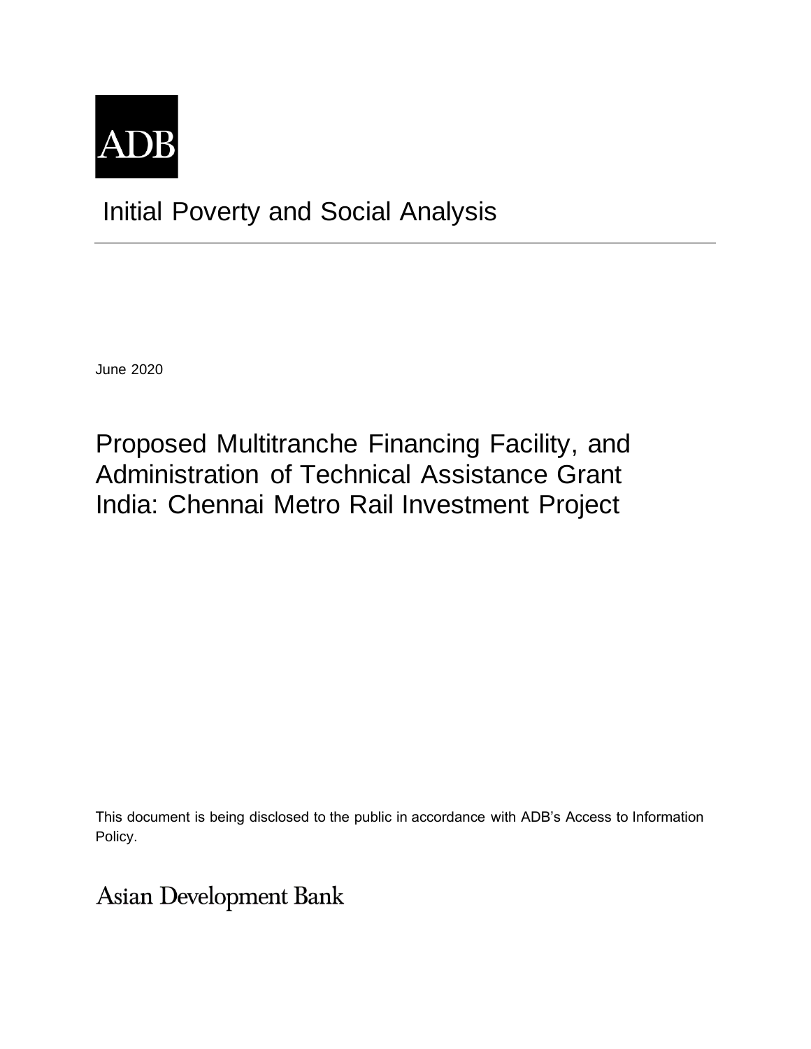ADB

# Initial Poverty and Social Analysis

June 2020

## Proposed Multitranche Financing Facility, and Administration of Technical Assistance Grant India: Chennai Metro Rail Investment Project

This document is being disclosed to the public in accordance with ADB's Access to Information Policy.

Asian Development Bank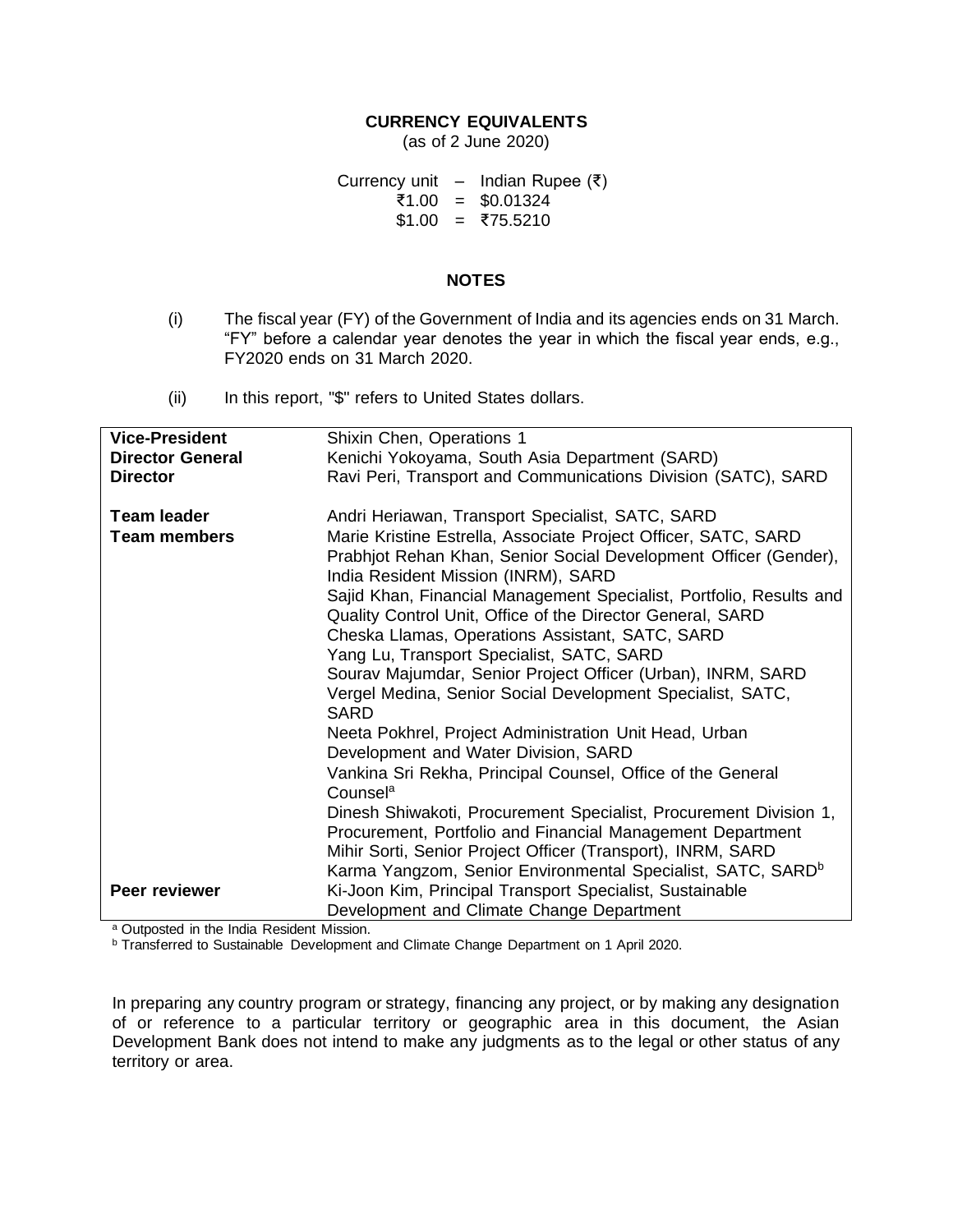## CURRENCY EQUIVALENTS

(as of 2 June 2020)

| | | |
|---|---|---|
| Currency unit | – | Indian Rupee (₹) |
| ₹1.00 | = | $0.01324 |
| $1.00 | = | ₹75.5210 |

## NOTES

(i) The fiscal year (FY) of the Government of India and its agencies ends on 31 March. "FY" before a calendar year denotes the year in which the fiscal year ends, e.g., FY2020 ends on 31 March 2020.

(ii) In this report, "$" refers to United States dollars.

| | |
|---|---|
| **Vice-President** | Shixin Chen, Operations 1 |
| **Director General** | Kenichi Yokoyama, South Asia Department (SARD) |
| **Director** | Ravi Peri, Transport and Communications Division (SATC), SARD |
| **Team leader** | Andri Heriawan, Transport Specialist, SATC, SARD |
| **Team members** | Marie Kristine Estrella, Associate Project Officer, SATC, SARD |
| | Prabhjot Rehan Khan, Senior Social Development Officer (Gender), India Resident Mission (INRM), SARD |
| | Sajid Khan, Financial Management Specialist, Portfolio, Results and Quality Control Unit, Office of the Director General, SARD |
| | Cheska Llamas, Operations Assistant, SATC, SARD |
| | Yang Lu, Transport Specialist, SATC, SARD |
| | Sourav Majumdar, Senior Project Officer (Urban), INRM, SARD |
| | Vergel Medina, Senior Social Development Specialist, SATC, SARD |
| | Neeta Pokhrel, Project Administration Unit Head, Urban Development and Water Division, SARD |
| | Vankina Sri Rekha, Principal Counsel, Office of the General Counsel[a] |
| | Dinesh Shiwakoti, Procurement Specialist, Procurement Division 1, Procurement, Portfolio and Financial Management Department |
| | Mihir Sorti, Senior Project Officer (Transport), INRM, SARD |
| | Karma Yangzom, Senior Environmental Specialist, SATC, SARD[b] |
| **Peer reviewer** | Ki-Joon Kim, Principal Transport Specialist, Sustainable Development and Climate Change Department |

[a] Outposted in the India Resident Mission.

[b] Transferred to Sustainable Development and Climate Change Department on 1 April 2020.

In preparing any country program or strategy, financing any project, or by making any designation of or reference to a particular territory or geographic area in this document, the Asian Development Bank does not intend to make any judgments as to the legal or other status of any territory or area.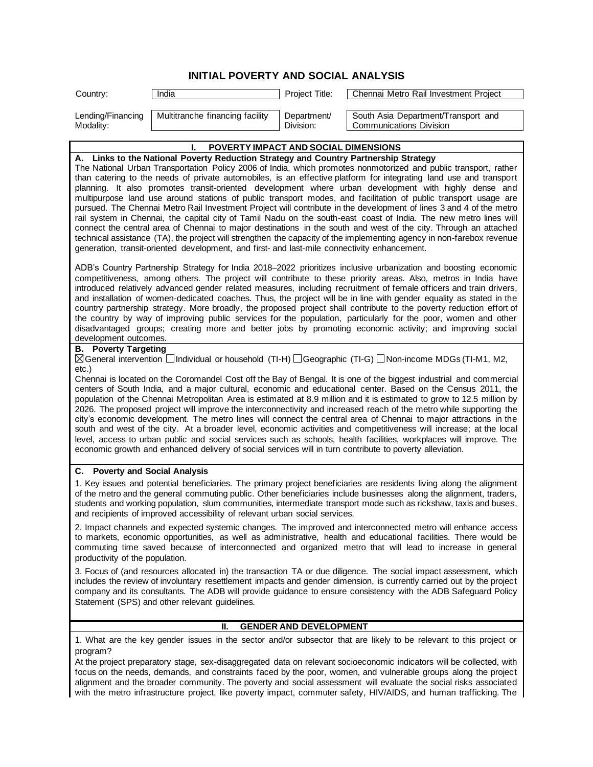# INITIAL POVERTY AND SOCIAL ANALYSIS

| Country: | India | Project Title: | Chennai Metro Rail Investment Project |
|---|---|---|---|
| Lending/Financing Modality: | Multitranche financing facility | Department/ Division: | South Asia Department/Transport and Communications Division |

## I. POVERTY IMPACT AND SOCIAL DIMENSIONS

### A. Links to the National Poverty Reduction Strategy and Country Partnership Strategy

The National Urban Transportation Policy 2006 of India, which promotes nonmotorized and public transport, rather than catering to the needs of private automobiles, is an effective platform for integrating land use and transport planning. It also promotes transit-oriented development where urban development with highly dense and multipurpose land use around stations of public transport modes, and facilitation of public transport usage are pursued. The Chennai Metro Rail Investment Project will contribute in the development of lines 3 and 4 of the metro rail system in Chennai, the capital city of Tamil Nadu on the south-east coast of India. The new metro lines will connect the central area of Chennai to major destinations in the south and west of the city. Through an attached technical assistance (TA), the project will strengthen the capacity of the implementing agency in non-farebox revenue generation, transit-oriented development, and first- and last-mile connectivity enhancement.

ADB's Country Partnership Strategy for India 2018–2022 prioritizes inclusive urbanization and boosting economic competitiveness, among others. The project will contribute to these priority areas. Also, metros in India have introduced relatively advanced gender related measures, including recruitment of female officers and train drivers, and installation of women-dedicated coaches. Thus, the project will be in line with gender equality as stated in the country partnership strategy. More broadly, the proposed project shall contribute to the poverty reduction effort of the country by way of improving public services for the population, particularly for the poor, women and other disadvantaged groups; creating more and better jobs by promoting economic activity; and improving social development outcomes.

### B. Poverty Targeting

☒ General intervention ☐ Individual or household (TI-H) ☐ Geographic (TI-G) ☐ Non-income MDGs (TI-M1, M2, etc.)

Chennai is located on the Coromandel Cost off the Bay of Bengal. It is one of the biggest industrial and commercial centers of South India, and a major cultural, economic and educational center. Based on the Census 2011, the population of the Chennai Metropolitan Area is estimated at 8.9 million and it is estimated to grow to 12.5 million by 2026. The proposed project will improve the interconnectivity and increased reach of the metro while supporting the city's economic development. The metro lines will connect the central area of Chennai to major attractions in the south and west of the city. At a broader level, economic activities and competitiveness will increase; at the local level, access to urban public and social services such as schools, health facilities, workplaces will improve. The economic growth and enhanced delivery of social services will in turn contribute to poverty alleviation.

### C. Poverty and Social Analysis

1. Key issues and potential beneficiaries. The primary project beneficiaries are residents living along the alignment of the metro and the general commuting public. Other beneficiaries include businesses along the alignment, traders, students and working population, slum communities, intermediate transport mode such as rickshaw, taxis and buses, and recipients of improved accessibility of relevant urban social services.

2. Impact channels and expected systemic changes. The improved and interconnected metro will enhance access to markets, economic opportunities, as well as administrative, health and educational facilities. There would be commuting time saved because of interconnected and organized metro that will lead to increase in general productivity of the population.

3. Focus of (and resources allocated in) the transaction TA or due diligence. The social impact assessment, which includes the review of involuntary resettlement impacts and gender dimension, is currently carried out by the project company and its consultants. The ADB will provide guidance to ensure consistency with the ADB Safeguard Policy Statement (SPS) and other relevant guidelines.

## II. GENDER AND DEVELOPMENT

1. What are the key gender issues in the sector and/or subsector that are likely to be relevant to this project or program?

At the project preparatory stage, sex-disaggregated data on relevant socioeconomic indicators will be collected, with focus on the needs, demands, and constraints faced by the poor, women, and vulnerable groups along the project alignment and the broader community. The poverty and social assessment will evaluate the social risks associated with the metro infrastructure project, like poverty impact, commuter safety, HIV/AIDS, and human trafficking. The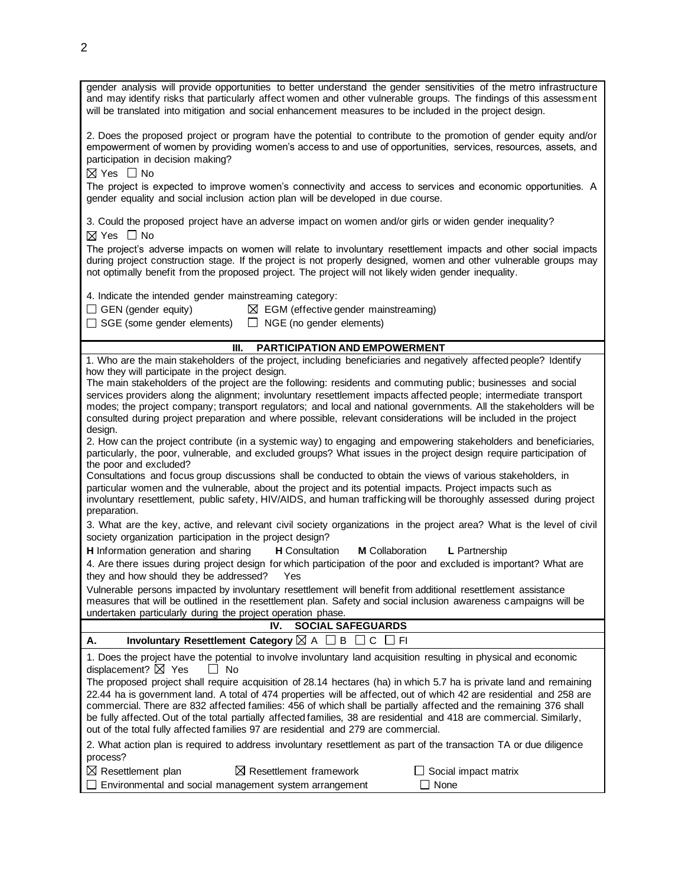gender analysis will provide opportunities to better understand the gender sensitivities of the metro infrastructure and may identify risks that particularly affect women and other vulnerable groups. The findings of this assessment will be translated into mitigation and social enhancement measures to be included in the project design.

2. Does the proposed project or program have the potential to contribute to the promotion of gender equity and/or empowerment of women by providing women's access to and use of opportunities, services, resources, assets, and participation in decision making?

☒ Yes ☐ No

The project is expected to improve women's connectivity and access to services and economic opportunities. A gender equality and social inclusion action plan will be developed in due course.

3. Could the proposed project have an adverse impact on women and/or girls or widen gender inequality?

☒ Yes ☐ No

The project's adverse impacts on women will relate to involuntary resettlement impacts and other social impacts during project construction stage. If the project is not properly designed, women and other vulnerable groups may not optimally benefit from the proposed project. The project will not likely widen gender inequality.

4. Indicate the intended gender mainstreaming category:

☐ GEN (gender equity) ☒ EGM (effective gender mainstreaming)
☐ SGE (some gender elements) ☐ NGE (no gender elements)

## III. PARTICIPATION AND EMPOWERMENT

1. Who are the main stakeholders of the project, including beneficiaries and negatively affected people? Identify how they will participate in the project design.
The main stakeholders of the project are the following: residents and commuting public; businesses and social services providers along the alignment; involuntary resettlement impacts affected people; intermediate transport modes; the project company; transport regulators; and local and national governments. All the stakeholders will be consulted during project preparation and where possible, relevant considerations will be included in the project design.

2. How can the project contribute (in a systemic way) to engaging and empowering stakeholders and beneficiaries, particularly, the poor, vulnerable, and excluded groups? What issues in the project design require participation of the poor and excluded?
Consultations and focus group discussions shall be conducted to obtain the views of various stakeholders, in particular women and the vulnerable, about the project and its potential impacts. Project impacts such as involuntary resettlement, public safety, HIV/AIDS, and human trafficking will be thoroughly assessed during project preparation.

3. What are the key, active, and relevant civil society organizations in the project area? What is the level of civil society organization participation in the project design?

**H** Information generation and sharing **H** Consultation **M** Collaboration **L** Partnership

4. Are there issues during project design for which participation of the poor and excluded is important? What are they and how should they be addressed? Yes

Vulnerable persons impacted by involuntary resettlement will benefit from additional resettlement assistance measures that will be outlined in the resettlement plan. Safety and social inclusion awareness campaigns will be undertaken particularly during the project operation phase.

## IV. SOCIAL SAFEGUARDS

**A. Involuntary Resettlement Category** ☒ A ☐ B ☐ C ☐ FI

1. Does the project have the potential to involve involuntary land acquisition resulting in physical and economic displacement? ☒ Yes ☐ No

The proposed project shall require acquisition of 28.14 hectares (ha) in which 5.7 ha is private land and remaining 22.44 ha is government land. A total of 474 properties will be affected, out of which 42 are residential and 258 are commercial. There are 832 affected families: 456 of which shall be partially affected and the remaining 376 shall be fully affected. Out of the total partially affected families, 38 are residential and 418 are commercial. Similarly, out of the total fully affected families 97 are residential and 279 are commercial.

2. What action plan is required to address involuntary resettlement as part of the transaction TA or due diligence process?

☒ Resettlement plan ☒ Resettlement framework ☐ Social impact matrix
☐ Environmental and social management system arrangement ☐ None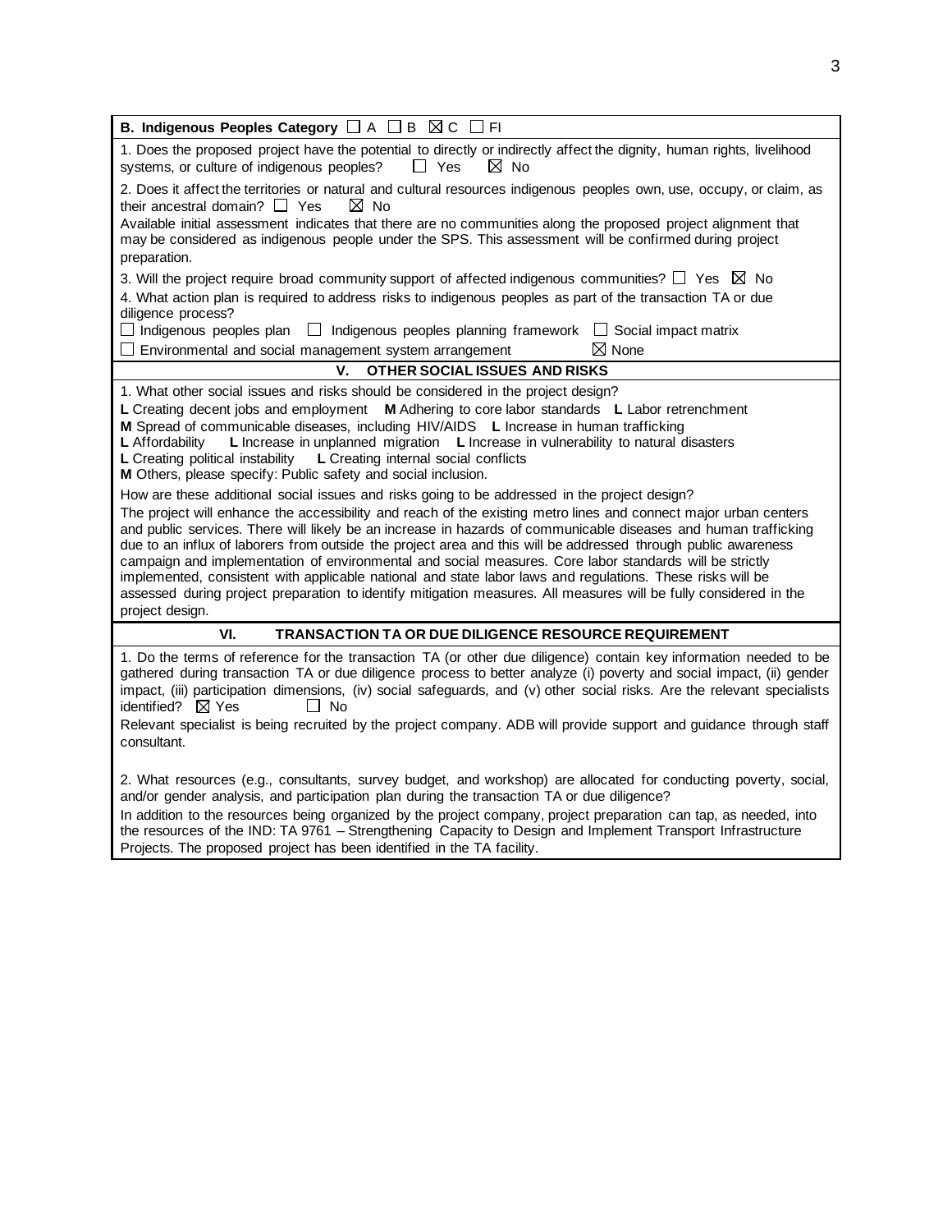**B. Indigenous Peoples Category** ☐ A ☐ B ☒ C ☐ FI

1. Does the proposed project have the potential to directly or indirectly affect the dignity, human rights, livelihood systems, or culture of indigenous peoples? ☐ Yes ☒ No

2. Does it affect the territories or natural and cultural resources indigenous peoples own, use, occupy, or claim, as their ancestral domain? ☐ Yes ☒ No

Available initial assessment indicates that there are no communities along the proposed project alignment that may be considered as indigenous people under the SPS. This assessment will be confirmed during project preparation.

3. Will the project require broad community support of affected indigenous communities? ☐ Yes ☒ No

4. What action plan is required to address risks to indigenous peoples as part of the transaction TA or due diligence process?

☐ Indigenous peoples plan ☐ Indigenous peoples planning framework ☐ Social impact matrix
☐ Environmental and social management system arrangement ☒ None

## V. OTHER SOCIAL ISSUES AND RISKS

1. What other social issues and risks should be considered in the project design?

**L** Creating decent jobs and employment **M** Adhering to core labor standards **L** Labor retrenchment
**M** Spread of communicable diseases, including HIV/AIDS **L** Increase in human trafficking
**L** Affordability **L** Increase in unplanned migration **L** Increase in vulnerability to natural disasters
**L** Creating political instability **L** Creating internal social conflicts
**M** Others, please specify: Public safety and social inclusion.

How are these additional social issues and risks going to be addressed in the project design?

The project will enhance the accessibility and reach of the existing metro lines and connect major urban centers and public services. There will likely be an increase in hazards of communicable diseases and human trafficking due to an influx of laborers from outside the project area and this will be addressed through public awareness campaign and implementation of environmental and social measures. Core labor standards will be strictly implemented, consistent with applicable national and state labor laws and regulations. These risks will be assessed during project preparation to identify mitigation measures. All measures will be fully considered in the project design.

## VI. TRANSACTION TA OR DUE DILIGENCE RESOURCE REQUIREMENT

1. Do the terms of reference for the transaction TA (or other due diligence) contain key information needed to be gathered during transaction TA or due diligence process to better analyze (i) poverty and social impact, (ii) gender impact, (iii) participation dimensions, (iv) social safeguards, and (v) other social risks. Are the relevant specialists identified? ☒ Yes ☐ No

Relevant specialist is being recruited by the project company. ADB will provide support and guidance through staff consultant.

2. What resources (e.g., consultants, survey budget, and workshop) are allocated for conducting poverty, social, and/or gender analysis, and participation plan during the transaction TA or due diligence?

In addition to the resources being organized by the project company, project preparation can tap, as needed, into the resources of the IND: TA 9761 – Strengthening Capacity to Design and Implement Transport Infrastructure Projects. The proposed project has been identified in the TA facility.